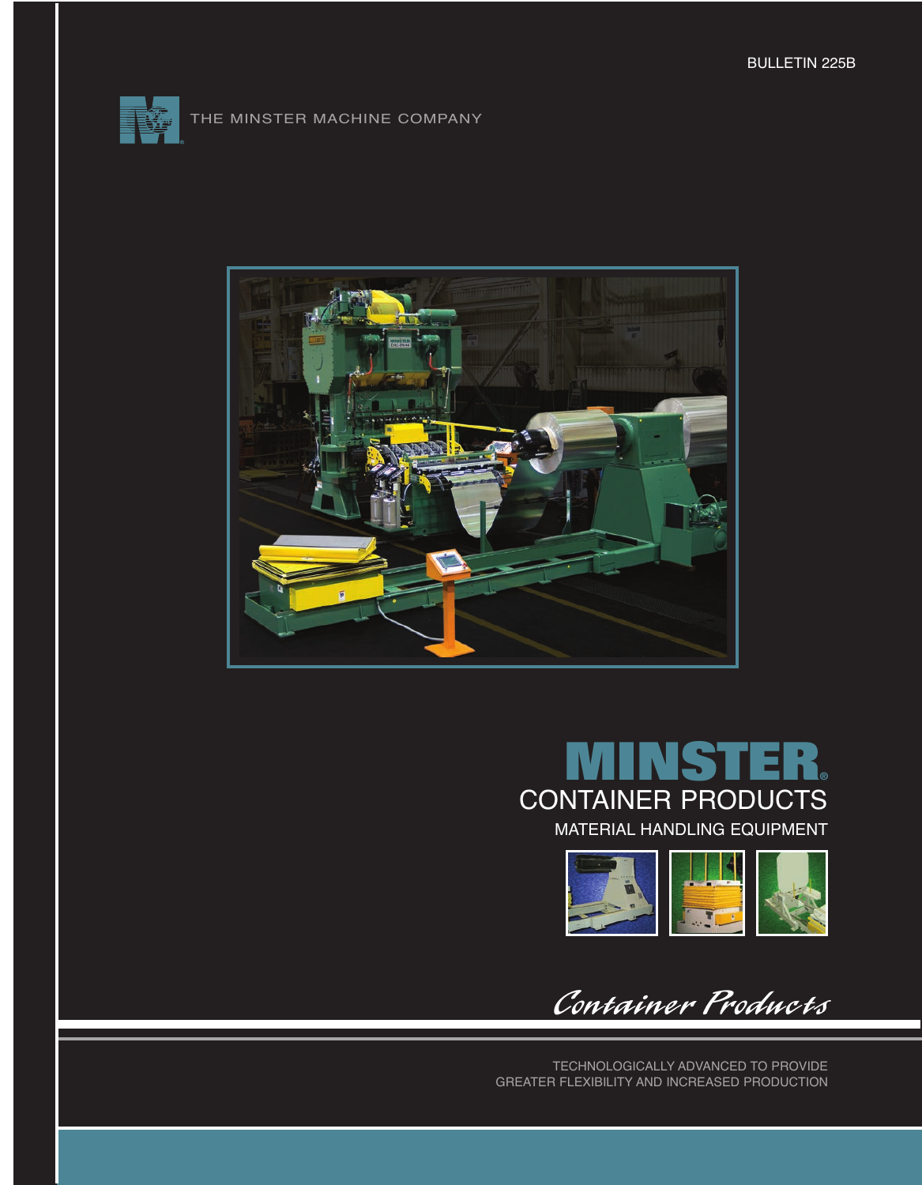BULLETIN 225B

THE MINSTER MACHINE COMPANY

# MINSTER®

## CONTAINER PRODUCTS

### MATERIAL HANDLING EQUIPMENT

*Container Products*

TECHNOLOGICALLY ADVANCED TO PROVIDE
GREATER FLEXIBILITY AND INCREASED PRODUCTION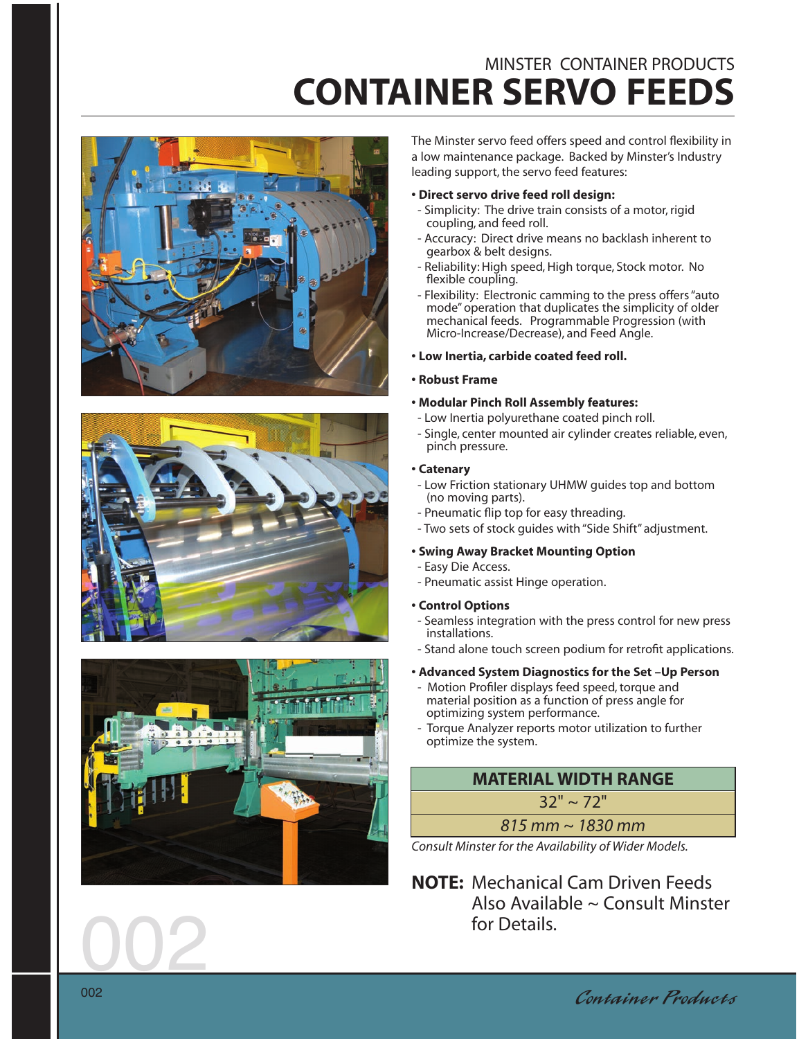MINSTER CONTAINER PRODUCTS

# CONTAINER SERVO FEEDS

The Minster servo feed offers speed and control flexibility in a low maintenance package. Backed by Minster's Industry leading support, the servo feed features:

- **Direct servo drive feed roll design:**
  - Simplicity: The drive train consists of a motor, rigid coupling, and feed roll.
  - Accuracy: Direct drive means no backlash inherent to gearbox & belt designs.
  - Reliability: High speed, High torque, Stock motor. No flexible coupling.
  - Flexibility: Electronic camming to the press offers "auto mode" operation that duplicates the simplicity of older mechanical feeds. Programmable Progression (with Micro-Increase/Decrease), and Feed Angle.
- **Low Inertia, carbide coated feed roll.**
- **Robust Frame**
- **Modular Pinch Roll Assembly features:**
  - Low Inertia polyurethane coated pinch roll.
  - Single, center mounted air cylinder creates reliable, even, pinch pressure.
- **Catenary**
  - Low Friction stationary UHMW guides top and bottom (no moving parts).
  - Pneumatic flip top for easy threading.
  - Two sets of stock guides with "Side Shift" adjustment.
- **Swing Away Bracket Mounting Option**
  - Easy Die Access.
  - Pneumatic assist Hinge operation.
- **Control Options**
  - Seamless integration with the press control for new press installations.
  - Stand alone touch screen podium for retrofit applications.
- **Advanced System Diagnostics for the Set –Up Person**
  - Motion Profiler displays feed speed, torque and material position as a function of press angle for optimizing system performance.
  - Torque Analyzer reports motor utilization to further optimize the system.

| MATERIAL WIDTH RANGE |
| --- |
| 32" ~ 72" |
| *815 mm ~ 1830 mm* |

*Consult Minster for the Availability of Wider Models.*

**NOTE:** Mechanical Cam Driven Feeds Also Available ~ Consult Minster for Details.

002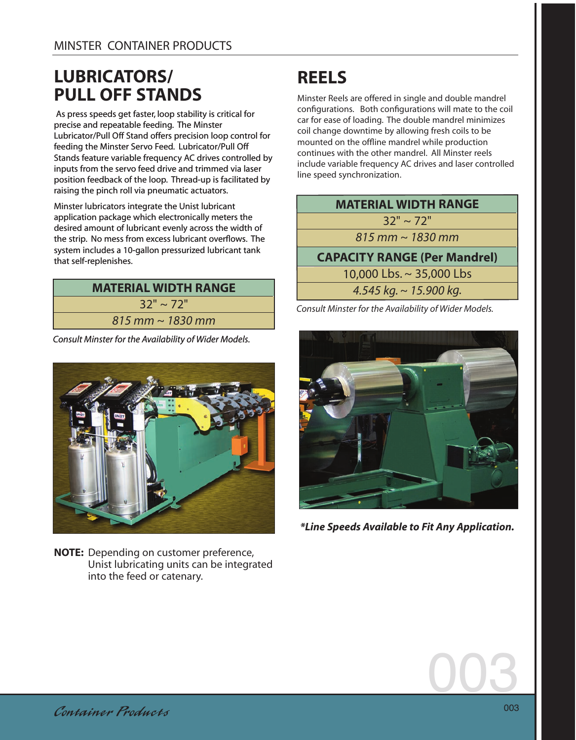## LUBRICATORS/ PULL OFF STANDS

As press speeds get faster, loop stability is critical for precise and repeatable feeding. The Minster Lubricator/Pull Off Stand offers precision loop control for feeding the Minster Servo Feed. Lubricator/Pull Off Stands feature variable frequency AC drives controlled by inputs from the servo feed drive and trimmed via laser position feedback of the loop. Thread-up is facilitated by raising the pinch roll via pneumatic actuators.

Minster lubricators integrate the Unist lubricant application package which electronically meters the desired amount of lubricant evenly across the width of the strip. No mess from excess lubricant overflows. The system includes a 10-gallon pressurized lubricant tank that self-replenishes.

| MATERIAL WIDTH RANGE |
| --- |
| 32" ~ 72" |
| *815 mm ~ 1830 mm* |

*Consult Minster for the Availability of Wider Models.*

**NOTE:** Depending on customer preference, Unist lubricating units can be integrated into the feed or catenary.

## REELS

Minster Reels are offered in single and double mandrel configurations. Both configurations will mate to the coil car for ease of loading. The double mandrel minimizes coil change downtime by allowing fresh coils to be mounted on the offline mandrel while production continues with the other mandrel. All Minster reels include variable frequency AC drives and laser controlled line speed synchronization.

| MATERIAL WIDTH RANGE |
| --- |
| 32" ~ 72" |
| *815 mm ~ 1830 mm* |
| **CAPACITY RANGE (Per Mandrel)** |
| 10,000 Lbs. ~ 35,000 Lbs |
| *4.545 kg. ~ 15.900 kg.* |

*Consult Minster for the Availability of Wider Models.*

***Line Speeds Available to Fit Any Application.***